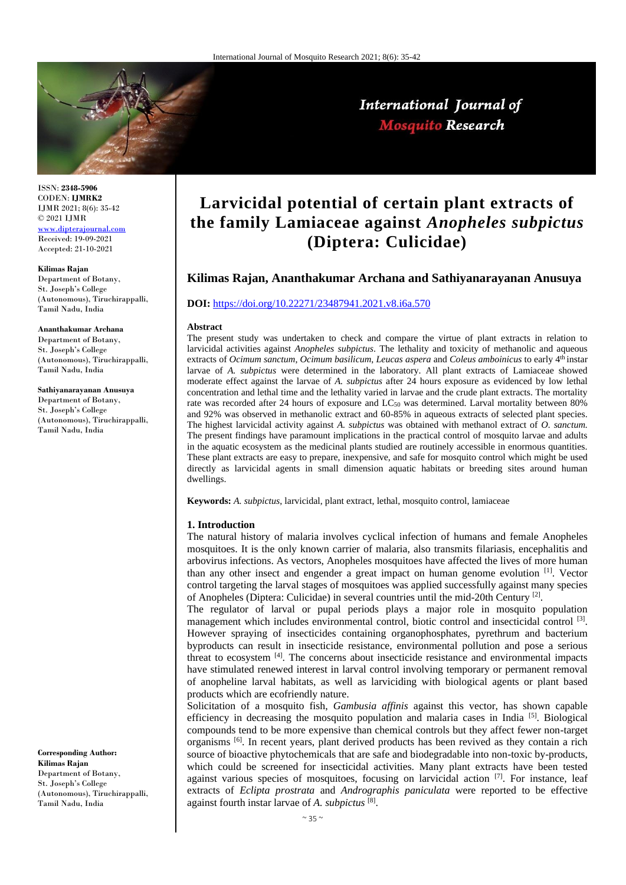ISSN: **2348-5906**
CODEN: **IJMRK2**
IJMR 2021; 8(6): 35-42
© 2021 IJMR
www.dipterajournal.com
Received: 19-09-2021
Accepted: 21-10-2021

**Kilimas Rajan**
Department of Botany, St. Joseph's College (Autonomous), Tiruchirappalli, Tamil Nadu, India

**Ananthakumar Archana**
Department of Botany, St. Joseph's College (Autonomous), Tiruchirappalli, Tamil Nadu, India

**Sathiyanarayanan Anusuya**
Department of Botany, St. Joseph's College (Autonomous), Tiruchirappalli, Tamil Nadu, India

**Corresponding Author:**
**Kilimas Rajan**
Department of Botany, St. Joseph's College (Autonomous), Tiruchirappalli, Tamil Nadu, India

# Larvicidal potential of certain plant extracts of the family Lamiaceae against *Anopheles subpictus* (Diptera: Culicidae)

**Kilimas Rajan, Ananthakumar Archana and Sathiyanarayanan Anusuya**

**DOI:** https://doi.org/10.22271/23487941.2021.v8.i6a.570

## Abstract

The present study was undertaken to check and compare the virtue of plant extracts in relation to larvicidal activities against *Anopheles subpictus*. The lethality and toxicity of methanolic and aqueous extracts of *Ocimum sanctum*, *Ocimum basilicum*, *Leucas aspera* and *Coleus amboinicus* to early 4th instar larvae of *A. subpictus* were determined in the laboratory. All plant extracts of Lamiaceae showed moderate effect against the larvae of *A. subpictus* after 24 hours exposure as evidenced by low lethal concentration and lethal time and the lethality varied in larvae and the crude plant extracts. The mortality rate was recorded after 24 hours of exposure and $LC_{50}$ was determined. Larval mortality between 80% and 92% was observed in methanolic extract and 60-85% in aqueous extracts of selected plant species. The highest larvicidal activity against *A. subpictus* was obtained with methanol extract of *O. sanctum.* The present findings have paramount implications in the practical control of mosquito larvae and adults in the aquatic ecosystem as the medicinal plants studied are routinely accessible in enormous quantities. These plant extracts are easy to prepare, inexpensive, and safe for mosquito control which might be used directly as larvicidal agents in small dimension aquatic habitats or breeding sites around human dwellings.

**Keywords:** *A. subpictus*, larvicidal, plant extract, lethal, mosquito control, lamiaceae

## 1. Introduction

The natural history of malaria involves cyclical infection of humans and female Anopheles mosquitoes. It is the only known carrier of malaria, also transmits filariasis, encephalitis and arbovirus infections. As vectors, Anopheles mosquitoes have affected the lives of more human than any other insect and engender a great impact on human genome evolution [1]. Vector control targeting the larval stages of mosquitoes was applied successfully against many species of Anopheles (Diptera: Culicidae) in several countries until the mid-20th Century [2].

The regulator of larval or pupal periods plays a major role in mosquito population management which includes environmental control, biotic control and insecticidal control [3]. However spraying of insecticides containing organophosphates, pyrethrum and bacterium byproducts can result in insecticide resistance, environmental pollution and pose a serious threat to ecosystem [4]. The concerns about insecticide resistance and environmental impacts have stimulated renewed interest in larval control involving temporary or permanent removal of anopheline larval habitats, as well as larviciding with biological agents or plant based products which are ecofriendly nature.

Solicitation of a mosquito fish, *Gambusia affinis* against this vector, has shown capable efficiency in decreasing the mosquito population and malaria cases in India [5]. Biological compounds tend to be more expensive than chemical controls but they affect fewer non-target organisms [6]. In recent years, plant derived products has been revived as they contain a rich source of bioactive phytochemicals that are safe and biodegradable into non-toxic by-products, which could be screened for insecticidal activities. Many plant extracts have been tested against various species of mosquitoes, focusing on larvicidal action [7]. For instance, leaf extracts of *Eclipta prostrata* and *Andrographis paniculata* were reported to be effective against fourth instar larvae of *A. subpictus* [8].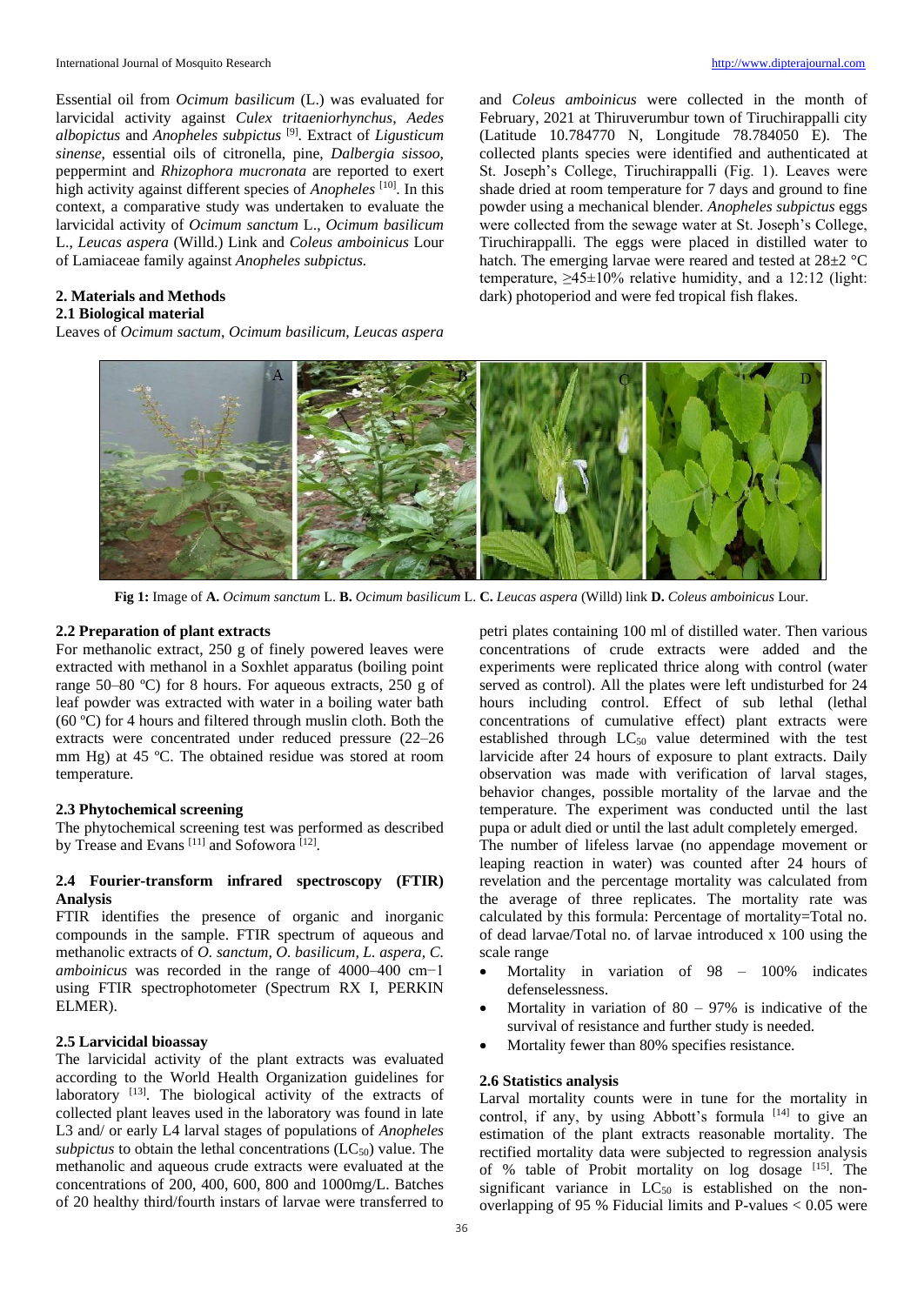Essential oil from *Ocimum basilicum* (L.) was evaluated for larvicidal activity against *Culex tritaeniorhynchus*, *Aedes albopictus* and *Anopheles subpictus* [9]. Extract of *Ligusticum sinense*, essential oils of citronella, pine, *Dalbergia sissoo*, peppermint and *Rhizophora mucronata* are reported to exert high activity against different species of *Anopheles* [10]. In this context, a comparative study was undertaken to evaluate the larvicidal activity of *Ocimum sanctum* L., *Ocimum basilicum* L., *Leucas aspera* (Willd.) Link and *Coleus amboinicus* Lour of Lamiaceae family against *Anopheles subpictus.*

## 2. Materials and Methods

### 2.1 Biological material

Leaves of *Ocimum sactum*, *Ocimum basilicum*, *Leucas aspera* and *Coleus amboinicus* were collected in the month of February, 2021 at Thiruverumbur town of Tiruchirappalli city (Latitude 10.784770 N, Longitude 78.784050 E). The collected plants species were identified and authenticated at St. Joseph's College, Tiruchirappalli (Fig. 1). Leaves were shade dried at room temperature for 7 days and ground to fine powder using a mechanical blender. *Anopheles subpictus* eggs were collected from the sewage water at St. Joseph's College, Tiruchirappalli. The eggs were placed in distilled water to hatch. The emerging larvae were reared and tested at 28±2 °C temperature, ≥45±10% relative humidity, and a 12:12 (light: dark) photoperiod and were fed tropical fish flakes.

**Fig 1:** Image of **A.** *Ocimum sanctum* L. **B.** *Ocimum basilicum* L. **C.** *Leucas aspera* (Willd) link **D.** *Coleus amboinicus* Lour.

### 2.2 Preparation of plant extracts

For methanolic extract, 250 g of finely powered leaves were extracted with methanol in a Soxhlet apparatus (boiling point range 50–80 ºC) for 8 hours. For aqueous extracts, 250 g of leaf powder was extracted with water in a boiling water bath (60 ºC) for 4 hours and filtered through muslin cloth. Both the extracts were concentrated under reduced pressure (22–26 mm Hg) at 45 ºC. The obtained residue was stored at room temperature.

### 2.3 Phytochemical screening

The phytochemical screening test was performed as described by Trease and Evans [11] and Sofowora [12].

### 2.4 Fourier-transform infrared spectroscopy (FTIR) Analysis

FTIR identifies the presence of organic and inorganic compounds in the sample. FTIR spectrum of aqueous and methanolic extracts of *O. sanctum, O. basilicum, L. aspera, C. amboinicus* was recorded in the range of 4000–400 cm−1 using FTIR spectrophotometer (Spectrum RX I, PERKIN ELMER).

### 2.5 Larvicidal bioassay

The larvicidal activity of the plant extracts was evaluated according to the World Health Organization guidelines for laboratory [13]. The biological activity of the extracts of collected plant leaves used in the laboratory was found in late L3 and/ or early L4 larval stages of populations of *Anopheles subpictus* to obtain the lethal concentrations ($LC_{50}$) value. The methanolic and aqueous crude extracts were evaluated at the concentrations of 200, 400, 600, 800 and 1000mg/L. Batches of 20 healthy third/fourth instars of larvae were transferred to petri plates containing 100 ml of distilled water. Then various concentrations of crude extracts were added and the experiments were replicated thrice along with control (water served as control). All the plates were left undisturbed for 24 hours including control. Effect of sub lethal (lethal concentrations of cumulative effect) plant extracts were established through $LC_{50}$ value determined with the test larvicide after 24 hours of exposure to plant extracts. Daily observation was made with verification of larval stages, behavior changes, possible mortality of the larvae and the temperature. The experiment was conducted until the last pupa or adult died or until the last adult completely emerged.

The number of lifeless larvae (no appendage movement or leaping reaction in water) was counted after 24 hours of revelation and the percentage mortality was calculated from the average of three replicates. The mortality rate was calculated by this formula: Percentage of mortality=Total no. of dead larvae/Total no. of larvae introduced x 100 using the scale range

- Mortality in variation of 98 – 100% indicates defenselessness.
- Mortality in variation of 80 – 97% is indicative of the survival of resistance and further study is needed.
- Mortality fewer than 80% specifies resistance.

### 2.6 Statistics analysis

Larval mortality counts were in tune for the mortality in control, if any, by using Abbott's formula [14] to give an estimation of the plant extracts reasonable mortality. The rectified mortality data were subjected to regression analysis of % table of Probit mortality on log dosage [15]. The significant variance in $LC_{50}$ is established on the non-overlapping of 95 % Fiducial limits and P-values < 0.05 were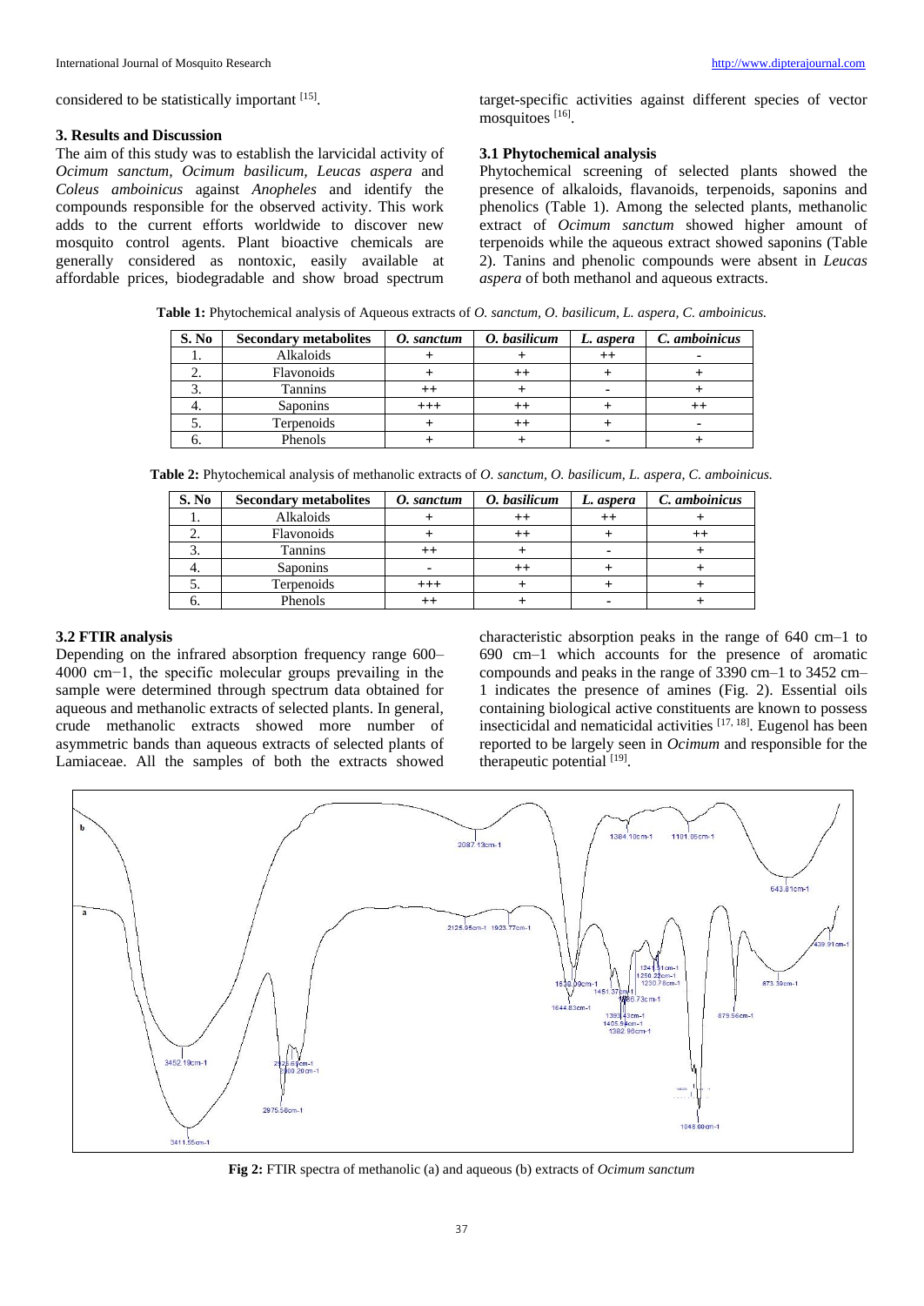considered to be statistically important [15].

## 3. Results and Discussion

The aim of this study was to establish the larvicidal activity of *Ocimum sanctum, Ocimum basilicum, Leucas aspera* and *Coleus amboinicus* against *Anopheles* and identify the compounds responsible for the observed activity. This work adds to the current efforts worldwide to discover new mosquito control agents. Plant bioactive chemicals are generally considered as nontoxic, easily available at affordable prices, biodegradable and show broad spectrum target-specific activities against different species of vector mosquitoes [16].

### 3.1 Phytochemical analysis

Phytochemical screening of selected plants showed the presence of alkaloids, flavanoids, terpenoids, saponins and phenolics (Table 1). Among the selected plants, methanolic extract of *Ocimum sanctum* showed higher amount of terpenoids while the aqueous extract showed saponins (Table 2). Tanins and phenolic compounds were absent in *Leucas aspera* of both methanol and aqueous extracts.

**Table 1:** Phytochemical analysis of Aqueous extracts of *O. sanctum, O. basilicum, L. aspera, C. amboinicus.*

| S. No | Secondary metabolites | *O. sanctum* | *O. basilicum* | *L. aspera* | *C. amboinicus* |
|---|---|---|---|---|---|
| 1. | Alkaloids | + | + | ++ | - |
| 2. | Flavonoids | + | ++ | + | + |
| 3. | Tannins | ++ | + | - | + |
| 4. | Saponins | +++ | ++ | + | ++ |
| 5. | Terpenoids | + | ++ | + | - |
| 6. | Phenols | + | + | - | + |

**Table 2:** Phytochemical analysis of methanolic extracts of *O. sanctum, O. basilicum, L. aspera, C. amboinicus.*

| S. No | Secondary metabolites | *O. sanctum* | *O. basilicum* | *L. aspera* | *C. amboinicus* |
|---|---|---|---|---|---|
| 1. | Alkaloids | + | ++ | ++ | + |
| 2. | Flavonoids | + | ++ | + | ++ |
| 3. | Tannins | ++ | + | - | + |
| 4. | Saponins | - | ++ | + | + |
| 5. | Terpenoids | +++ | + | + | + |
| 6. | Phenols | ++ | + | - | + |

### 3.2 FTIR analysis

Depending on the infrared absorption frequency range 600–4000 cm−1, the specific molecular groups prevailing in the sample were determined through spectrum data obtained for aqueous and methanolic extracts of selected plants. In general, crude methanolic extracts showed more number of asymmetric bands than aqueous extracts of selected plants of Lamiaceae. All the samples of both the extracts showed characteristic absorption peaks in the range of 640 cm–1 to 690 cm–1 which accounts for the presence of aromatic compounds and peaks in the range of 3390 cm–1 to 3452 cm–1 indicates the presence of amines (Fig. 2). Essential oils containing biological active constituents are known to possess insecticidal and nematicidal activities [17, 18]. Eugenol has been reported to be largely seen in *Ocimum* and responsible for the therapeutic potential [19].

**Fig 2:** FTIR spectra of methanolic (a) and aqueous (b) extracts of *Ocimum sanctum*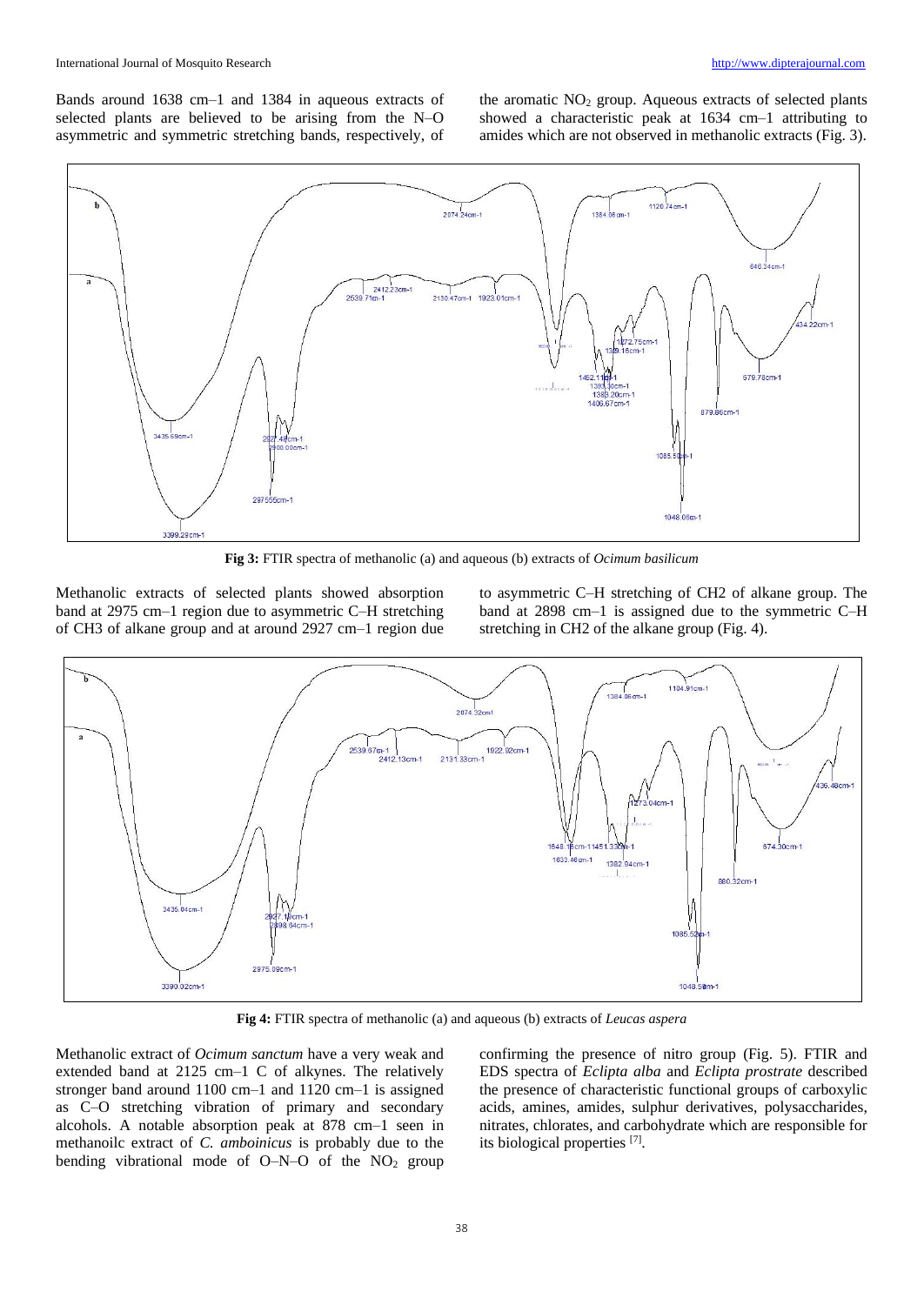Bands around 1638 cm–1 and 1384 in aqueous extracts of selected plants are believed to be arising from the N–O asymmetric and symmetric stretching bands, respectively, of the aromatic $NO_2$ group. Aqueous extracts of selected plants showed a characteristic peak at 1634 cm–1 attributing to amides which are not observed in methanolic extracts (Fig. 3).

**Fig 3:** FTIR spectra of methanolic (a) and aqueous (b) extracts of *Ocimum basilicum*

Methanolic extracts of selected plants showed absorption band at 2975 cm–1 region due to asymmetric C–H stretching of CH3 of alkane group and at around 2927 cm–1 region due to asymmetric C–H stretching of CH2 of alkane group. The band at 2898 cm–1 is assigned due to the symmetric C–H stretching in CH2 of the alkane group (Fig. 4).

**Fig 4:** FTIR spectra of methanolic (a) and aqueous (b) extracts of *Leucas aspera*

Methanolic extract of *Ocimum sanctum* have a very weak and extended band at 2125 cm–1 C of alkynes. The relatively stronger band around 1100 cm–1 and 1120 cm–1 is assigned as C–O stretching vibration of primary and secondary alcohols. A notable absorption peak at 878 cm–1 seen in methanoilc extract of *C. amboinicus* is probably due to the bending vibrational mode of O–N–O of the $NO_2$ group confirming the presence of nitro group (Fig. 5). FTIR and EDS spectra of *Eclipta alba* and *Eclipta prostrate* described the presence of characteristic functional groups of carboxylic acids, amines, amides, sulphur derivatives, polysaccharides, nitrates, chlorates, and carbohydrate which are responsible for its biological properties [7].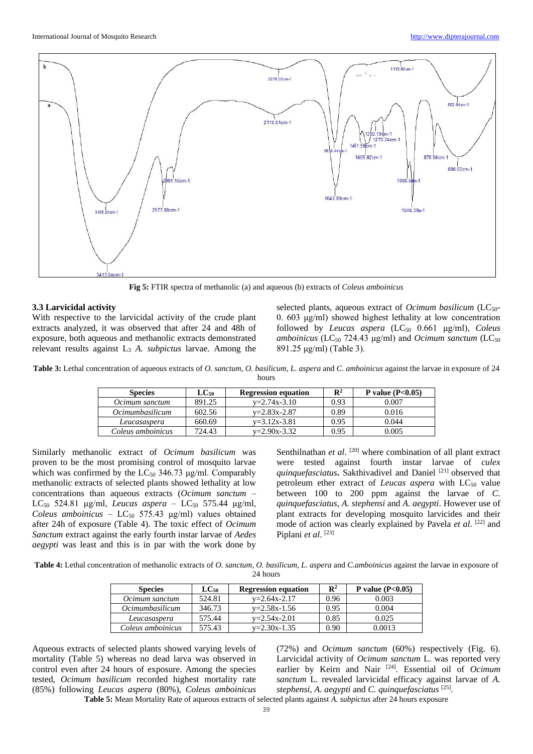Fig 5: FTIR spectra of methanolic (a) and aqueous (b) extracts of *Coleus amboinicus*

### 3.3 Larvicidal activity

With respective to the larvicidal activity of the crude plant extracts analyzed, it was observed that after 24 and 48h of exposure, both aqueous and methanolic extracts demonstrated relevant results against $L_3$ *A. subpictus* larvae. Among the selected plants, aqueous extract of *Ocimum basilicum* ($LC_{50}$- 0. 603 μg/ml) showed highest lethality at low concentration followed by *Leucas aspera* ($LC_{50}$ 0.661 μg/ml), *Coleus amboinicus* ($LC_{50}$ 724.43 μg/ml) and *Ocimum sanctum* ($LC_{50}$ 891.25 μg/ml) (Table 3).

**Table 3:** Lethal concentration of aqueous extracts of *O. sanctum, O. basilicum, L. aspera* and *C. amboinicus* against the larvae in exposure of 24 hours

| Species | $LC_{50}$ | Regression equation | $R^2$ | P value (P<0.05) |
|---|---|---|---|---|
| *Ocimum sanctum* | 891.25 | y=2.74x-3.10 | 0.93 | 0.007 |
| *Ocimumbasilicum* | 602.56 | y=2.83x-2.87 | 0.89 | 0.016 |
| *Leucasaspera* | 660.69 | y=3.12x-3.81 | 0.95 | 0.044 |
| *Coleus amboinicus* | 724.43 | y=2.90x-3.32 | 0.95 | 0.005 |

Similarly methanolic extract of *Ocimum basilicum* was proven to be the most promising control of mosquito larvae which was confirmed by the $LC_{50}$ 346.73 μg/ml. Comparably methanolic extracts of selected plants showed lethality at low concentrations than aqueous extracts (*Ocimum sanctum* – $LC_{50}$ 524.81 μg/ml, *Leucas aspera* – $LC_{50}$ 575.44 μg/ml, *Coleus amboinicus* – $LC_{50}$ 575.43 μg/ml) values obtained after 24h of exposure (Table 4). The toxic effect of *Ocimum Sanctum* extract against the early fourth instar larvae of *Aedes aegypti* was least and this is in par with the work done by Senthilnathan *et al*. [20] where combination of all plant extract were tested against fourth instar larvae of *culex quinquefasciatus***.** Sakthivadivel and Daniel [21] observed that petroleum ether extract of *Leucas aspera* with $LC_{50}$ value between 100 to 200 ppm against the larvae of *C. quinquefasciatus*, *A. stephensi* and *A. aegypti*. However use of plant extracts for developing mosquito larvicides and their mode of action was clearly explained by Pavela *et al*. [22] and Piplani *et al*. [23]

**Table 4:** Lethal concentration of methanolic extracts of *O. sanctum, O. basilicum, L. aspera* and *C.amboinicus* against the larvae in exposure of 24 hours

| Species | $LC_{50}$ | Regression equation | $R^2$ | P value (P<0.05) |
|---|---|---|---|---|
| *Ocimum sanctum* | 524.81 | y=2.64x-2.17 | 0.96 | 0.003 |
| *Ocimumbasilicum* | 346.73 | y=2.58x-1.56 | 0.95 | 0.004 |
| *Leucasaspera* | 575.44 | y=2.54x-2.01 | 0.85 | 0.025 |
| *Coleus amboinicus* | 575.43 | y=2.30x-1.35 | 0.90 | 0.0013 |

Aqueous extracts of selected plants showed varying levels of mortality (Table 5) whereas no dead larva was observed in control even after 24 hours of exposure. Among the species tested, *Ocimum basilicum* recorded highest mortality rate (85%) following *Leucas aspera* (80%), *Coleus amboinicus* (72%) and *Ocimum sanctum* (60%) respectively (Fig. 6). Larvicidal activity of *Ocimum sanctum* L. was reported very earlier by Keirn and Nair [24]. Essential oil of *Ocimum sanctum* L. revealed larvicidal efficacy against larvae of *A. stephensi*, *A. aegypti* and *C. quinquefasciatus* [25].

**Table 5:** Mean Mortality Rate of aqueous extracts of selected plants against *A. subpictus* after 24 hours exposure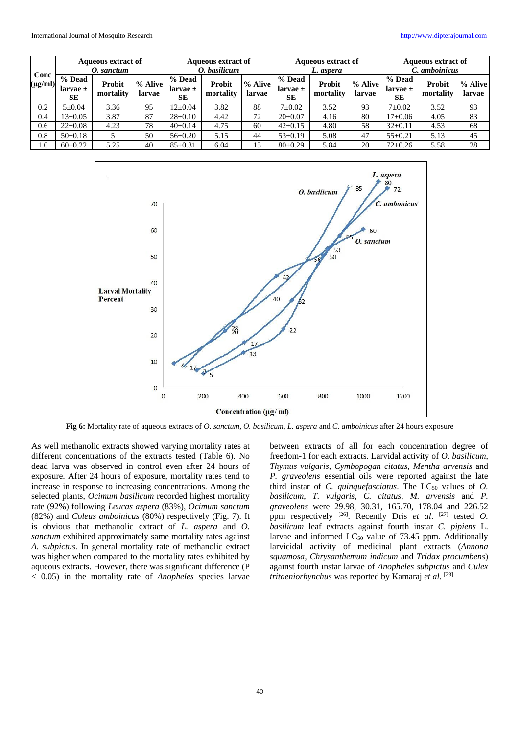| Conc (µg/ml) | Aqueous extract of *O. sanctum* | | | Aqueous extract of *O. basilicum* | | | Aqueous extract of *L. aspera* | | | Aqueous extract of *C. amboinicus* | | |
|---|---|---|---|---|---|---|---|---|---|---|---|---|
| | % Dead larvae ± SE | Probit mortality | % Alive larvae | % Dead larvae ± SE | Probit mortality | % Alive larvae | % Dead larvae ± SE | Probit mortality | % Alive larvae | % Dead larvae ± SE | Probit mortality | % Alive larvae |
| 0.2 | 5±0.04 | 3.36 | 95 | 12±0.04 | 3.82 | 88 | 7±0.02 | 3.52 | 93 | 7±0.02 | 3.52 | 93 |
| 0.4 | 13±0.05 | 3.87 | 87 | 28±0.10 | 4.42 | 72 | 20±0.07 | 4.16 | 80 | 17±0.06 | 4.05 | 83 |
| 0.6 | 22±0.08 | 4.23 | 78 | 40±0.14 | 4.75 | 60 | 42±0.15 | 4.80 | 58 | 32±0.11 | 4.53 | 68 |
| 0.8 | 50±0.18 | 5 | 50 | 56±0.20 | 5.15 | 44 | 53±0.19 | 5.08 | 47 | 55±0.21 | 5.13 | 45 |
| 1.0 | 60±0.22 | 5.25 | 40 | 85±0.31 | 6.04 | 15 | 80±0.29 | 5.84 | 20 | 72±0.26 | 5.58 | 28 |

**Fig 6:** Mortality rate of aqueous extracts of *O. sanctum*, *O. basilicum*, *L. aspera* and *C. amboinicus* after 24 hours exposure

As well methanolic extracts showed varying mortality rates at different concentrations of the extracts tested (Table 6). No dead larva was observed in control even after 24 hours of exposure. After 24 hours of exposure, mortality rates tend to increase in response to increasing concentrations. Among the selected plants, *Ocimum basilicum* recorded highest mortality rate (92%) following *Leucas aspera* (83%), *Ocimum sanctum* (82%) and *Coleus amboinicus* (80%) respectively (Fig. 7). It is obvious that methanolic extract of *L. aspera* and *O. sanctum* exhibited approximately same mortality rates against *A. subpictus*. In general mortality rate of methanolic extract was higher when compared to the mortality rates exhibited by aqueous extracts. However, there was significant difference ($P < 0.05$) in the mortality rate of *Anopheles* species larvae between extracts of all for each concentration degree of freedom-1 for each extracts. Larvidal activity of *O. basilicum*, *Thymus vulgaris*, *Cymbopogan citatus*, *Mentha arvensis* and *P. graveolens* essential oils were reported against the late third instar of *C. quinquefasciatus*. The $LC_{50}$ values of *O. basilicum*, *T. vulgaris*, *C. citatus*, *M. arvensis* and *P. graveolens* were 29.98, 30.31, 165.70, 178.04 and 226.52 ppm respectively [26]. Recently Dris *et al*. [27] tested *O. basilicum* leaf extracts against fourth instar *C. pipiens* L. larvae and informed $LC_{50}$ value of 73.45 ppm. Additionally larvicidal activity of medicinal plant extracts (*Annona squamosa*, *Chrysanthemum indicum* and *Tridax procumbens*) against fourth instar larvae of *Anopheles subpictus* and *Culex tritaeniorhynchus* was reported by Kamaraj *et al*. [28]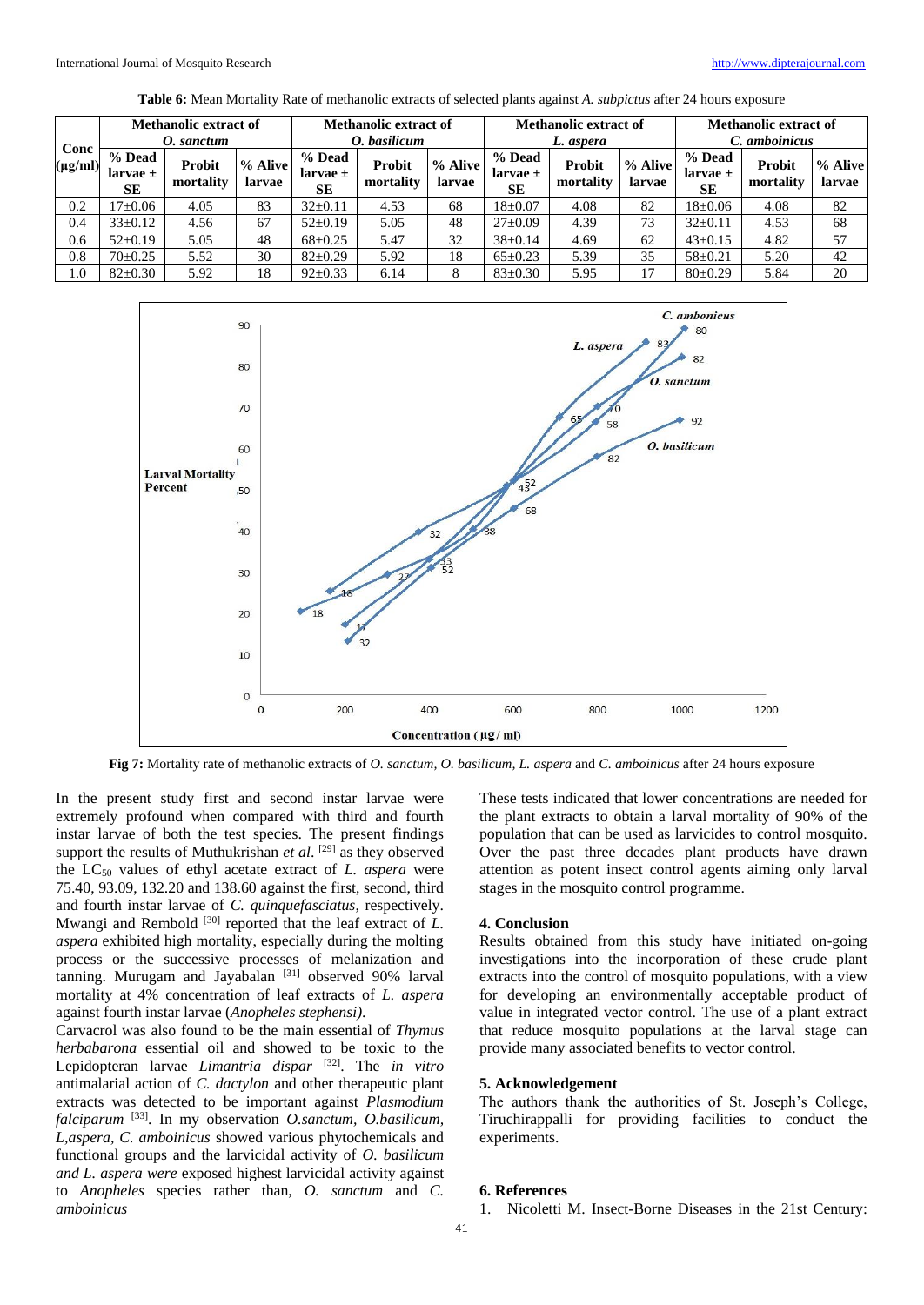**Table 6:** Mean Mortality Rate of methanolic extracts of selected plants against *A. subpictus* after 24 hours exposure

| Conc (μg/ml) | Methanolic extract of *O. sanctum* | | | Methanolic extract of *O. basilicum* | | | Methanolic extract of *L. aspera* | | | Methanolic extract of *C. amboinicus* | | |
|---|---|---|---|---|---|---|---|---|---|---|---|---|
| | % Dead larvae ± SE | Probit mortality | % Alive larvae | % Dead larvae ± SE | Probit mortality | % Alive larvae | % Dead larvae ± SE | Probit mortality | % Alive larvae | % Dead larvae ± SE | Probit mortality | % Alive larvae |
| 0.2 | 17±0.06 | 4.05 | 83 | 32±0.11 | 4.53 | 68 | 18±0.07 | 4.08 | 82 | 18±0.06 | 4.08 | 82 |
| 0.4 | 33±0.12 | 4.56 | 67 | 52±0.19 | 5.05 | 48 | 27±0.09 | 4.39 | 73 | 32±0.11 | 4.53 | 68 |
| 0.6 | 52±0.19 | 5.05 | 48 | 68±0.25 | 5.47 | 32 | 38±0.14 | 4.69 | 62 | 43±0.15 | 4.82 | 57 |
| 0.8 | 70±0.25 | 5.52 | 30 | 82±0.29 | 5.92 | 18 | 65±0.23 | 5.39 | 35 | 58±0.21 | 5.20 | 42 |
| 1.0 | 82±0.30 | 5.92 | 18 | 92±0.33 | 6.14 | 8 | 83±0.30 | 5.95 | 17 | 80±0.29 | 5.84 | 20 |

**Fig 7:** Mortality rate of methanolic extracts of *O. sanctum, O. basilicum, L. aspera* and *C. amboinicus* after 24 hours exposure

In the present study first and second instar larvae were extremely profound when compared with third and fourth instar larvae of both the test species. The present findings support the results of Muthukrishan *et al*. [29] as they observed the $LC_{50}$ values of ethyl acetate extract of *L. aspera* were 75.40, 93.09, 132.20 and 138.60 against the first, second, third and fourth instar larvae of *C. quinquefasciatus*, respectively. Mwangi and Rembold [30] reported that the leaf extract of *L. aspera* exhibited high mortality, especially during the molting process or the successive processes of melanization and tanning. Murugam and Jayabalan [31] observed 90% larval mortality at 4% concentration of leaf extracts of *L. aspera* against fourth instar larvae (*Anopheles stephensi).*

Carvacrol was also found to be the main essential of *Thymus herbabarona* essential oil and showed to be toxic to the Lepidopteran larvae *Limantria dispar* [32]. The *in vitro* antimalarial action of *C. dactylon* and other therapeutic plant extracts was detected to be important against *Plasmodium falciparum* [33]. In my observation *O.sanctum, O.basilicum, L,aspera, C. amboinicus* showed various phytochemicals and functional groups and the larvicidal activity of *O. basilicum and L. aspera were* exposed highest larvicidal activity against to *Anopheles* species rather than, *O. sanctum* and *C. amboinicus*

These tests indicated that lower concentrations are needed for the plant extracts to obtain a larval mortality of 90% of the population that can be used as larvicides to control mosquito. Over the past three decades plant products have drawn attention as potent insect control agents aiming only larval stages in the mosquito control programme.

## 4. Conclusion

Results obtained from this study have initiated on-going investigations into the incorporation of these crude plant extracts into the control of mosquito populations, with a view for developing an environmentally acceptable product of value in integrated vector control. The use of a plant extract that reduce mosquito populations at the larval stage can provide many associated benefits to vector control.

## 5. Acknowledgement

The authors thank the authorities of St. Joseph's College, Tiruchirappalli for providing facilities to conduct the experiments.

## 6. References

1. Nicoletti M. Insect-Borne Diseases in the 21st Century: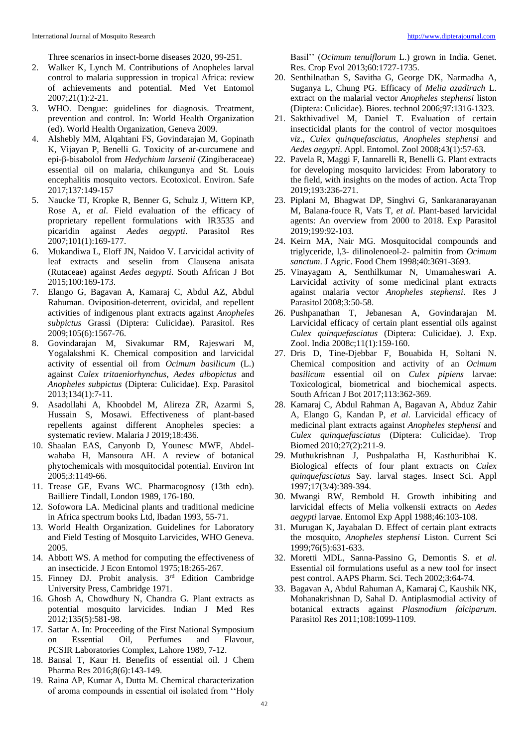Three scenarios in insect-borne diseases 2020, 99-251.

2. Walker K, Lynch M. Contributions of Anopheles larval control to malaria suppression in tropical Africa: review of achievements and potential. Med Vet Entomol 2007;21(1):2-21.
3. WHO. Dengue: guidelines for diagnosis. Treatment, prevention and control. In: World Health Organization (ed). World Health Organization, Geneva 2009.
4. Alshebly MM, Alqahtani FS, Govindarajan M, Gopinath K, Vijayan P, Benelli G. Toxicity of ar-curcumene and epi-β-bisabolol from *Hedychium larsenii* (Zingiberaceae) essential oil on malaria, chikungunya and St. Louis encephalitis mosquito vectors. Ecotoxicol. Environ. Safe 2017;137:149-157
5. Naucke TJ, Kropke R, Benner G, Schulz J, Wittern KP, Rose A, *et al*. Field evaluation of the efficacy of proprietary repellent formulations with IR3535 and picaridin against *Aedes aegypti*. Parasitol Res 2007;101(1):169-177.
6. Mukandiwa L, Eloff JN, Naidoo V. Larvicidal activity of leaf extracts and seselin from Clausena anisata (Rutaceae) against *Aedes aegypti*. South African J Bot 2015;100:169-173.
7. Elango G, Bagavan A, Kamaraj C, Abdul AZ, Abdul Rahuman. Oviposition-deterrent, ovicidal, and repellent activities of indigenous plant extracts against *Anopheles subpictus* Grassi (Diptera: Culicidae). Parasitol. Res 2009;105(6):1567-76.
8. Govindarajan M, Sivakumar RM, Rajeswari M, Yogalakshmi K. Chemical composition and larvicidal activity of essential oil from *Ocimum basilicum* (L.) against *Culex tritaeniorhynchus*, *Aedes albopictus* and *Anopheles subpictus* (Diptera: Culicidae). Exp. Parasitol 2013;134(1):7-11.
9. Asadollahi A, Khoobdel M, Alireza ZR, Azarmi S, Hussain S, Mosawi. Effectiveness of plant-based repellents against different Anopheles species: a systematic review. Malaria J 2019;18:436.
10. Shaalan EAS, Canyonb D, Younesc MWF, Abdel-wahaba H, Mansoura AH. A review of botanical phytochemicals with mosquitocidal potential. Environ Int 2005;3:1149-66.
11. Trease GE, Evans WC. Pharmacognosy (13th edn). Bailliere Tindall, London 1989, 176-180.
12. Sofowora LA. Medicinal plants and traditional medicine in Africa spectrum books Ltd, Ibadan 1993, 55-71.
13. World Health Organization. Guidelines for Laboratory and Field Testing of Mosquito Larvicides, WHO Geneva. 2005.
14. Abbott WS. A method for computing the effectiveness of an insecticide. J Econ Entomol 1975;18:265-267.
15. Finney DJ. Probit analysis. 3rd Edition Cambridge University Press, Cambridge 1971.
16. Ghosh A, Chowdhury N, Chandra G. Plant extracts as potential mosquito larvicides. Indian J Med Res 2012;135(5):581-98.
17. Sattar A. In: Proceeding of the First National Symposium on Essential Oil, Perfumes and Flavour, PCSIR Laboratories Complex, Lahore 1989, 7-12.
18. Bansal T, Kaur H. Benefits of essential oil. J Chem Pharma Res 2016;8(6):143-149.
19. Raina AP, Kumar A, Dutta M. Chemical characterization of aroma compounds in essential oil isolated from ''Holy Basil'' (*Ocimum tenuiflorum* L.) grown in India. Genet. Res. Crop Evol 2013;60:1727-1735.
20. Senthilnathan S, Savitha G, George DK, Narmadha A, Suganya L, Chung PG. Efficacy of *Melia azadirach* L. extract on the malarial vector *Anopheles stephensi* liston (Diptera: Culicidae). Biores. technol 2006;97:1316-1323.
21. Sakthivadivel M, Daniel T. Evaluation of certain insecticidal plants for the control of vector mosquitoes *viz*., *Culex quinquefasciatus*, *Anopheles stephensi* and *Aedes aegypti*. Appl. Entomol. Zool 2008;43(1):57-63.
22. Pavela R, Maggi F, Iannarelli R, Benelli G. Plant extracts for developing mosquito larvicides: From laboratory to the field, with insights on the modes of action. Acta Trop 2019;193:236-271.
23. Piplani M, Bhagwat DP, Singhvi G, Sankaranarayanan M, Balana-fouce R, Vats T, *et al*. Plant-based larvicidal agents: An overview from 2000 to 2018. Exp Parasitol 2019;199:92-103.
24. Keirn MA, Nair MG. Mosquitocidal compounds and triglyceride, l,3- dilinolenoeol-2- palmitin from *Ocimum sanctum*. J Agric. Food Chem 1998;40:3691-3693.
25. Vinayagam A, Senthilkumar N, Umamaheswari A. Larvicidal activity of some medicinal plant extracts against malaria vector *Anopheles stephensi*. Res J Parasitol 2008;3:50-58.
26. Pushpanathan T, Jebanesan A, Govindarajan M. Larvicidal efficacy of certain plant essential oils against *Culex quinquefasciatus* (Diptera: Culicidae). J. Exp. Zool. India 2008c;11(1):159-160.
27. Dris D, Tine-Djebbar F, Bouabida H, Soltani N. Chemical composition and activity of an *Ocimum basilicum* essential oil on *Culex pipiens* larvae: Toxicological, biometrical and biochemical aspects. South African J Bot 2017;113:362-369.
28. Kamaraj C, Abdul Rahman A, Bagavan A, Abduz Zahir A, Elango G, Kandan P, *et al*. Larvicidal efficacy of medicinal plant extracts against *Anopheles stephensi* and *Culex quinquefasciatus* (Diptera: Culicidae). Trop Biomed 2010;27(2):211-9.
29. Muthukrishnan J, Pushpalatha H, Kasthuribhai K. Biological effects of four plant extracts on *Culex quinquefasciatus* Say. larval stages. Insect Sci. Appl 1997;17(3/4):389-394.
30. Mwangi RW, Rembold H. Growth inhibiting and larvicidal effects of Melia volkensii extracts on *Aedes aegypti* larvae. Entomol Exp Appl 1988;46:103-108.
31. Murugan K, Jayabalan D. Effect of certain plant extracts the mosquito, *Anopheles stephensi* Liston. Current Sci 1999;76(5):631-633.
32. Moretti MDL, Sanna-Passino G, Demontis S. *et al*. Essential oil formulations useful as a new tool for insect pest control. AAPS Pharm. Sci. Tech 2002;3:64-74.
33. Bagavan A, Abdul Rahuman A, Kamaraj C, Kaushik NK, Mohanakrishnan D, Sahal D. Antiplasmodial activity of botanical extracts against *Plasmodium falciparum*. Parasitol Res 2011;108:1099-1109.